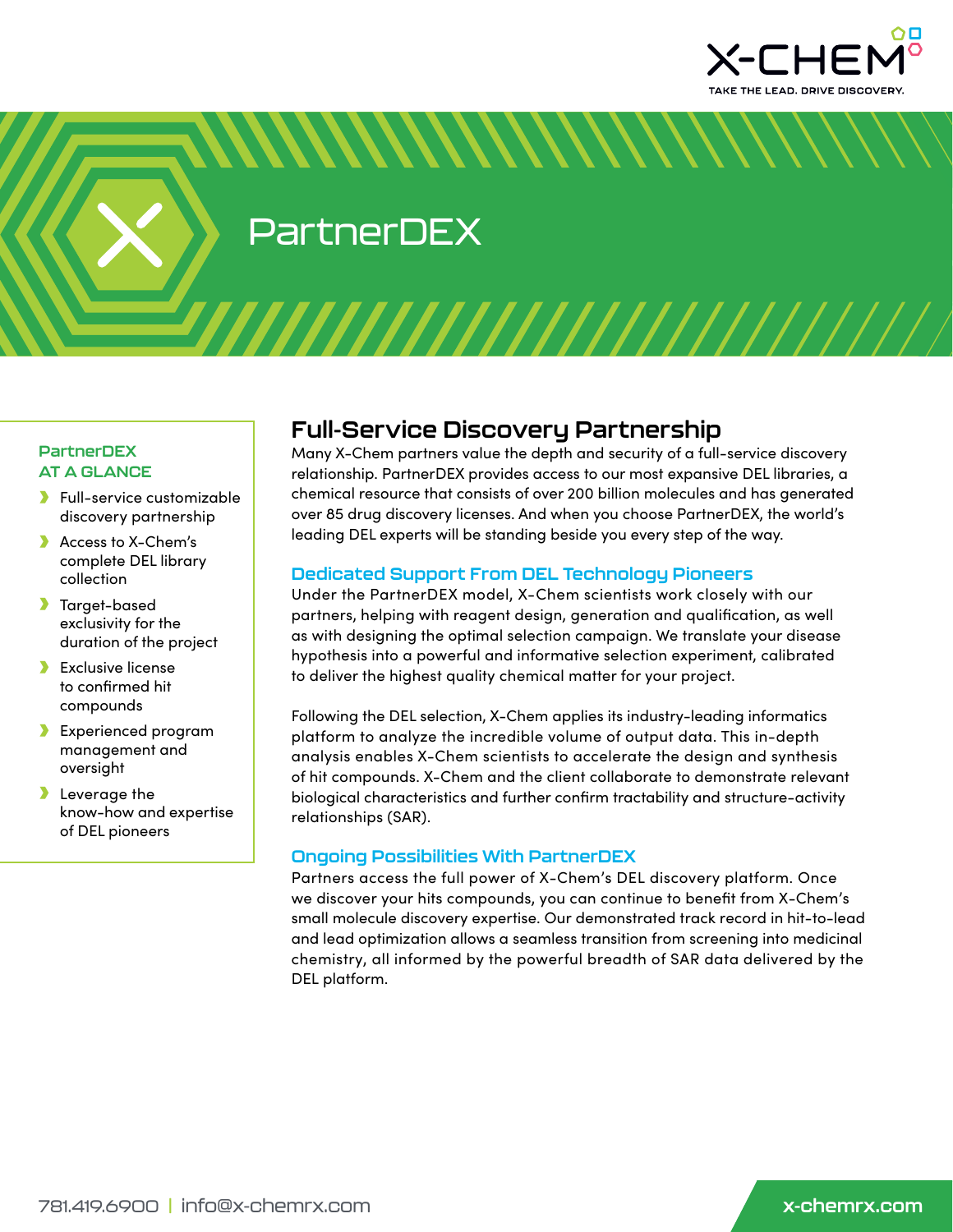X-CHEM

TAKE THE LEAD. DRIVE DISCOVERY.

# PartnerDEX

### PartnerDEX AT A GLANCE

- Full-service customizable discovery partnership
- Access to X-Chem's complete DEL library collection
- Target-based exclusivity for the duration of the project
- Exclusive license to confirmed hit compounds
- Experienced program management and oversight
- Leverage the know-how and expertise of DEL pioneers

## Full-Service Discovery Partnership

Many X-Chem partners value the depth and security of a full-service discovery relationship. PartnerDEX provides access to our most expansive DEL libraries, a chemical resource that consists of over 200 billion molecules and has generated over 85 drug discovery licenses. And when you choose PartnerDEX, the world's leading DEL experts will be standing beside you every step of the way.

### Dedicated Support From DEL Technology Pioneers

Under the PartnerDEX model, X-Chem scientists work closely with our partners, helping with reagent design, generation and qualification, as well as with designing the optimal selection campaign. We translate your disease hypothesis into a powerful and informative selection experiment, calibrated to deliver the highest quality chemical matter for your project.

Following the DEL selection, X-Chem applies its industry-leading informatics platform to analyze the incredible volume of output data. This in-depth analysis enables X-Chem scientists to accelerate the design and synthesis of hit compounds. X-Chem and the client collaborate to demonstrate relevant biological characteristics and further confirm tractability and structure-activity relationships (SAR).

### Ongoing Possibilities With PartnerDEX

Partners access the full power of X-Chem's DEL discovery platform. Once we discover your hits compounds, you can continue to benefit from X-Chem's small molecule discovery expertise. Our demonstrated track record in hit-to-lead and lead optimization allows a seamless transition from screening into medicinal chemistry, all informed by the powerful breadth of SAR data delivered by the DEL platform.

781.419.6900 | info@x-chemrx.com

x-chemrx.com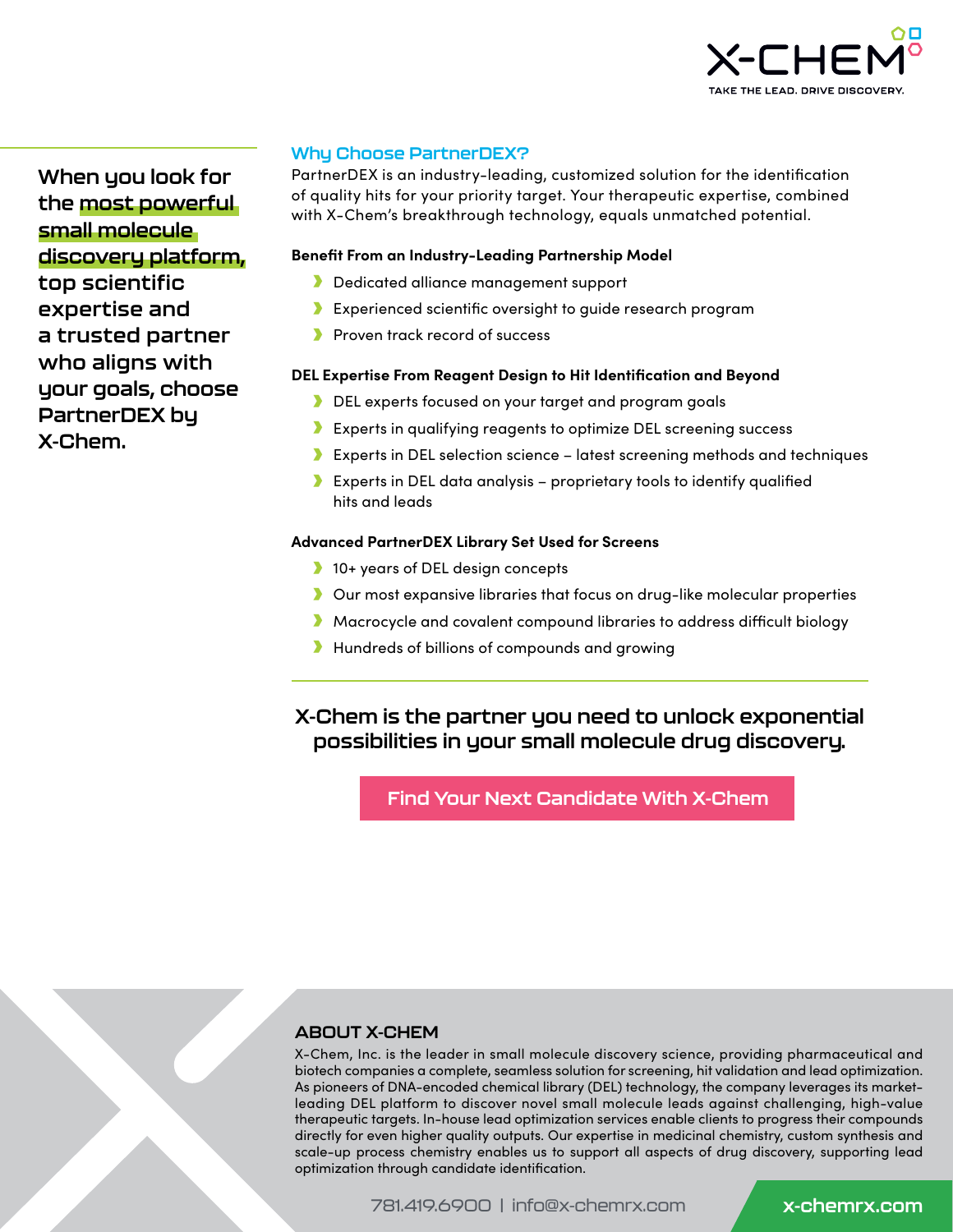X-CHEM

TAKE THE LEAD. DRIVE DISCOVERY.

**When you look for the most powerful small molecule discovery platform, top scientific expertise and a trusted partner who aligns with your goals, choose PartnerDEX by X-Chem.**

## Why Choose PartnerDEX?

PartnerDEX is an industry-leading, customized solution for the identification of quality hits for your priority target. Your therapeutic expertise, combined with X-Chem's breakthrough technology, equals unmatched potential.

### Benefit From an Industry-Leading Partnership Model

- Dedicated alliance management support
- Experienced scientific oversight to guide research program
- Proven track record of success

### DEL Expertise From Reagent Design to Hit Identification and Beyond

- DEL experts focused on your target and program goals
- Experts in qualifying reagents to optimize DEL screening success
- Experts in DEL selection science – latest screening methods and techniques
- Experts in DEL data analysis – proprietary tools to identify qualified hits and leads

### Advanced PartnerDEX Library Set Used for Screens

- 10+ years of DEL design concepts
- Our most expansive libraries that focus on drug-like molecular properties
- Macrocycle and covalent compound libraries to address difficult biology
- Hundreds of billions of compounds and growing

**X-Chem is the partner you need to unlock exponential possibilities in your small molecule drug discovery.**

**Find Your Next Candidate With X-Chem**

## ABOUT X-CHEM

X-Chem, Inc. is the leader in small molecule discovery science, providing pharmaceutical and biotech companies a complete, seamless solution for screening, hit validation and lead optimization. As pioneers of DNA-encoded chemical library (DEL) technology, the company leverages its market-leading DEL platform to discover novel small molecule leads against challenging, high-value therapeutic targets. In-house lead optimization services enable clients to progress their compounds directly for even higher quality outputs. Our expertise in medicinal chemistry, custom synthesis and scale-up process chemistry enables us to support all aspects of drug discovery, supporting lead optimization through candidate identification.

781.419.6900 | info@x-chemrx.com

x-chemrx.com